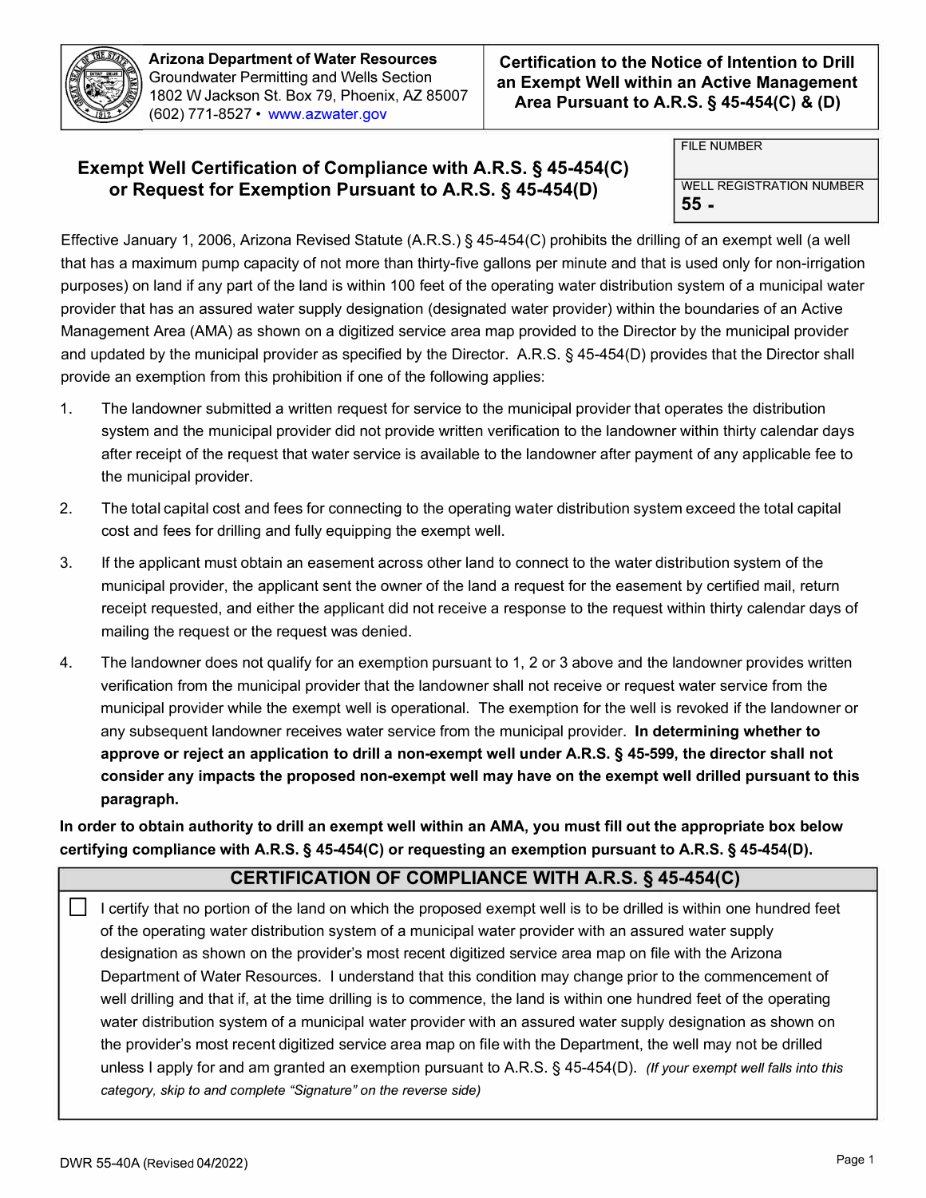**Arizona Department of Water Resources**
Groundwater Permitting and Wells Section
1802 W Jackson St. Box 79, Phoenix, AZ 85007
(602) 771-8527 • www.azwater.gov

**Certification to the Notice of Intention to Drill an Exempt Well within an Active Management Area Pursuant to A.R.S. § 45-454(C) & (D)**

# Exempt Well Certification of Compliance with A.R.S. § 45-454(C) or Request for Exemption Pursuant to A.R.S. § 45-454(D)

| | |
|---|---|
| FILE NUMBER | |
| WELL REGISTRATION NUMBER | 55 - |

Effective January 1, 2006, Arizona Revised Statute (A.R.S.) § 45-454(C) prohibits the drilling of an exempt well (a well that has a maximum pump capacity of not more than thirty-five gallons per minute and that is used only for non-irrigation purposes) on land if any part of the land is within 100 feet of the operating water distribution system of a municipal water provider that has an assured water supply designation (designated water provider) within the boundaries of an Active Management Area (AMA) as shown on a digitized service area map provided to the Director by the municipal provider and updated by the municipal provider as specified by the Director. A.R.S. § 45-454(D) provides that the Director shall provide an exemption from this prohibition if one of the following applies:

1. The landowner submitted a written request for service to the municipal provider that operates the distribution system and the municipal provider did not provide written verification to the landowner within thirty calendar days after receipt of the request that water service is available to the landowner after payment of any applicable fee to the municipal provider.
2. The total capital cost and fees for connecting to the operating water distribution system exceed the total capital cost and fees for drilling and fully equipping the exempt well.
3. If the applicant must obtain an easement across other land to connect to the water distribution system of the municipal provider, the applicant sent the owner of the land a request for the easement by certified mail, return receipt requested, and either the applicant did not receive a response to the request within thirty calendar days of mailing the request or the request was denied.
4. The landowner does not qualify for an exemption pursuant to 1, 2 or 3 above and the landowner provides written verification from the municipal provider that the landowner shall not receive or request water service from the municipal provider while the exempt well is operational. The exemption for the well is revoked if the landowner or any subsequent landowner receives water service from the municipal provider. **In determining whether to approve or reject an application to drill a non-exempt well under A.R.S. § 45-599, the director shall not consider any impacts the proposed non-exempt well may have on the exempt well drilled pursuant to this paragraph.**

**In order to obtain authority to drill an exempt well within an AMA, you must fill out the appropriate box below certifying compliance with A.R.S. § 45-454(C) or requesting an exemption pursuant to A.R.S. § 45-454(D).**

## CERTIFICATION OF COMPLIANCE WITH A.R.S. § 45-454(C)

☐ I certify that no portion of the land on which the proposed exempt well is to be drilled is within one hundred feet of the operating water distribution system of a municipal water provider with an assured water supply designation as shown on the provider's most recent digitized service area map on file with the Arizona Department of Water Resources. I understand that this condition may change prior to the commencement of well drilling and that if, at the time drilling is to commence, the land is within one hundred feet of the operating water distribution system of a municipal water provider with an assured water supply designation as shown on the provider's most recent digitized service area map on file with the Department, the well may not be drilled unless I apply for and am granted an exemption pursuant to A.R.S. § 45-454(D). *(If your exempt well falls into this category, skip to and complete "Signature" on the reverse side)*

DWR 55-40A (Revised 04/2022)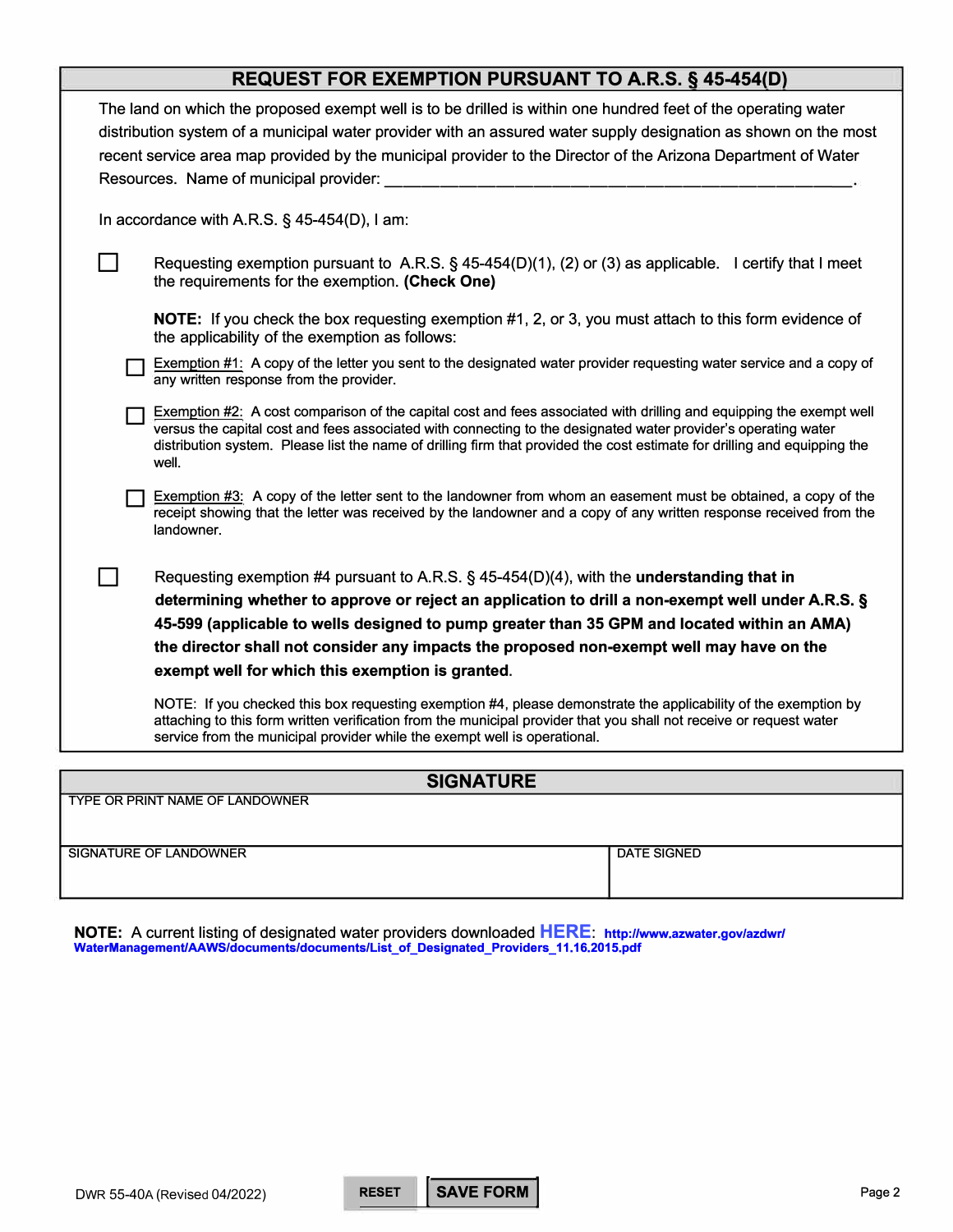## REQUEST FOR EXEMPTION PURSUANT TO A.R.S. § 45-454(D)

The land on which the proposed exempt well is to be drilled is within one hundred feet of the operating water distribution system of a municipal water provider with an assured water supply designation as shown on the most recent service area map provided by the municipal provider to the Director of the Arizona Department of Water Resources. Name of municipal provider: ______________________________________________.

In accordance with A.R.S. § 45-454(D), I am:

☐ Requesting exemption pursuant to A.R.S. § 45-454(D)(1), (2) or (3) as applicable. I certify that I meet the requirements for the exemption. **(Check One)**

**NOTE:** If you check the box requesting exemption #1, 2, or 3, you must attach to this form evidence of the applicability of the exemption as follows:

- ☐ Exemption #1: A copy of the letter you sent to the designated water provider requesting water service and a copy of any written response from the provider.
- ☐ Exemption #2: A cost comparison of the capital cost and fees associated with drilling and equipping the exempt well versus the capital cost and fees associated with connecting to the designated water provider's operating water distribution system. Please list the name of drilling firm that provided the cost estimate for drilling and equipping the well.
- ☐ Exemption #3: A copy of the letter sent to the landowner from whom an easement must be obtained, a copy of the receipt showing that the letter was received by the landowner and a copy of any written response received from the landowner.

☐ Requesting exemption #4 pursuant to A.R.S. § 45-454(D)(4), with the **understanding that in determining whether to approve or reject an application to drill a non-exempt well under A.R.S. § 45-599 (applicable to wells designed to pump greater than 35 GPM and located within an AMA) the director shall not consider any impacts the proposed non-exempt well may have on the exempt well for which this exemption is granted**.

NOTE: If you checked this box requesting exemption #4, please demonstrate the applicability of the exemption by attaching to this form written verification from the municipal provider that you shall not receive or request water service from the municipal provider while the exempt well is operational.

## SIGNATURE

| TYPE OR PRINT NAME OF LANDOWNER | |
|---|---|
| SIGNATURE OF LANDOWNER | DATE SIGNED |

**NOTE:** A current listing of designated water providers downloaded HERE: http://www.azwater.gov/azdwr/WaterManagement/AAWS/documents/documents/List_of_Designated_Providers_11.16.2015.pdf

DWR 55-40A (Revised 04/2022)

RESET SAVE FORM